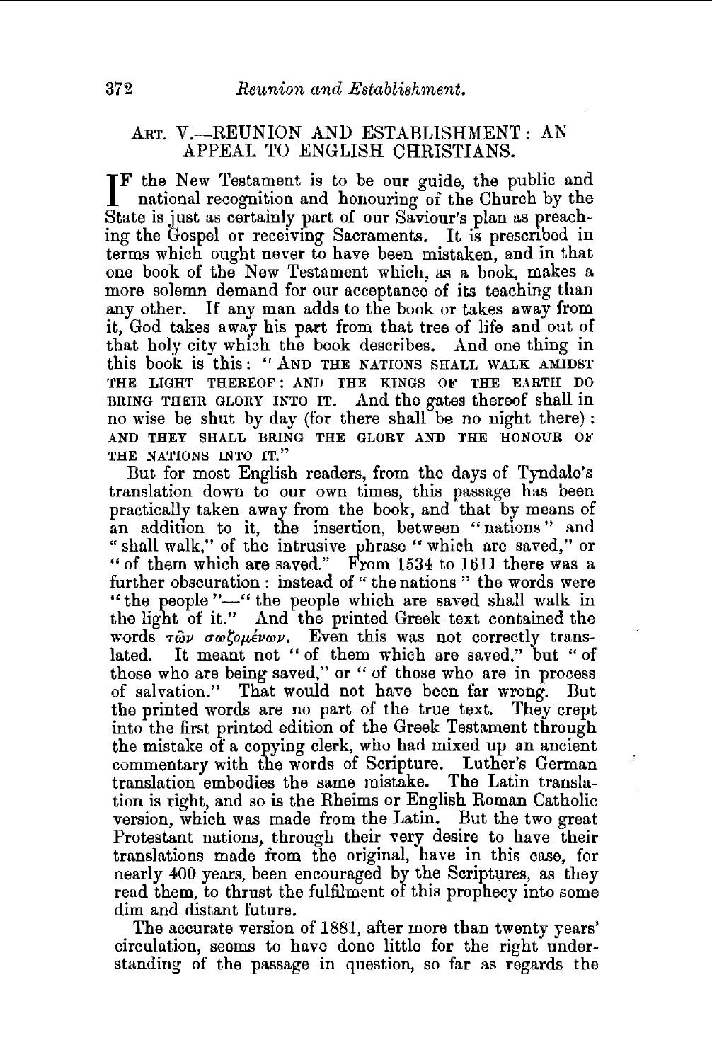## Art. V.—REUNION AND ESTABLISHMENT: AN APPEAL TO ENGLISH CHRISTIANS.

If the New Testament is to be our guide, the public and national recognition and honouring of the Church by the State is just as certainly part of our Saviour's plan as preaching the Gospel or receiving Sacraments. It is prescribed in terms which ought never to have been mistaken, and in that one book of the New Testament which, as a book, makes a more solemn demand for our acceptance of its teaching than any other. If any man adds to the book or takes away from it, God takes away his part from that tree of life and out of that holy city which the book describes. And one thing in this book is this: "AND THE NATIONS SHALL WALK AMIDST THE LIGHT THEREOF: AND THE KINGS OF THE EARTH DO BRING THEIR GLORY INTO IT. And the gates thereof shall in no wise be shut by day (for there shall be no night there): AND THEY SHALL BRING THE GLORY AND THE HONOUR OF THE NATIONS INTO IT."

But for most English readers, from the days of Tyndale's translation down to our own times, this passage has been practically taken away from the book, and that by means of an addition to it, the insertion, between "nations" and "shall walk," of the intrusive phrase "which are saved," or "of them which are saved." From 1534 to 1611 there was a further obscuration: instead of "the nations" the words were "the people"—"the people which are saved shall walk in the light of it." And the printed Greek text contained the words τῶν σωζομένων. Even this was not correctly translated. It meant not "of them which are saved," but "of those who are being saved," or "of those who are in process of salvation." That would not have been far wrong. But the printed words are no part of the true text. They crept into the first printed edition of the Greek Testament through the mistake of a copying clerk, who had mixed up an ancient commentary with the words of Scripture. Luther's German translation embodies the same mistake. The Latin translation is right, and so is the Rheims or English Roman Catholic version, which was made from the Latin. But the two great Protestant nations, through their very desire to have their translations made from the original, have in this case, for nearly 400 years, been encouraged by the Scriptures, as they read them, to thrust the fulfilment of this prophecy into some dim and distant future.

The accurate version of 1881, after more than twenty years' circulation, seems to have done little for the right understanding of the passage in question, so far as regards the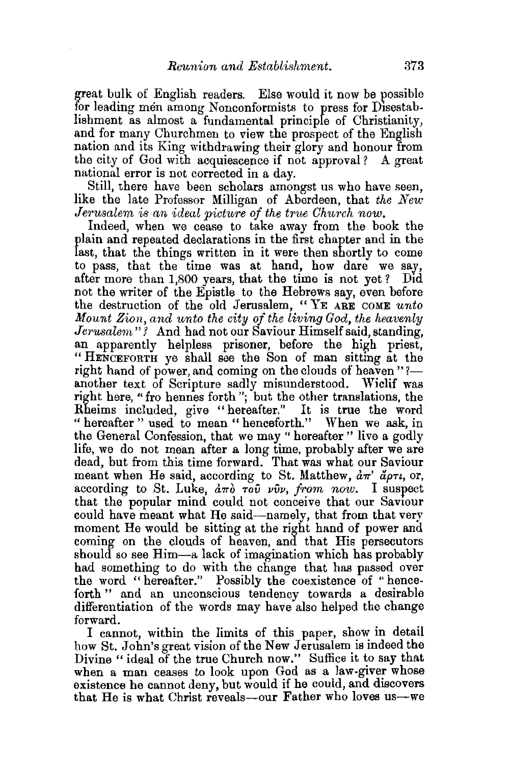great bulk of English readers. Else would it now be possible for leading men among Nonconformists to press for Disestablishment as almost a fundamental principle of Christianity, and for many Churchmen to view the prospect of the English nation and its King withdrawing their glory and honour from the city of God with acquiescence if not approval? A great national error is not corrected in a day.

Still, there have been scholars amongst us who have seen, like the late Professor Milligan of Aberdeen, that *the New Jerusalem is an ideal picture of the true Church now.*

Indeed, when we cease to take away from the book the plain and repeated declarations in the first chapter and in the last, that the things written in it were then shortly to come to pass, that the time was at hand, how dare we say, after more than 1,800 years, that the time is not yet? Did not the writer of the Epistle to the Hebrews say, even before the destruction of the old Jerusalem, "YE ARE COME *unto Mount Zion, and unto the city of the living God, the heavenly Jerusalem*"? And had not our Saviour Himself said, standing, an apparently helpless prisoner, before the high priest, "HENCEFORTH ye shall see the Son of man sitting at the right hand of power, and coming on the clouds of heaven"?—another text of Scripture sadly misunderstood. Wiclif was right here, "fro hennes forth"; but the other translations, the Rheims included, give "hereafter." It is true the word "hereafter" used to mean "henceforth." When we ask, in the General Confession, that we may "hereafter" live a godly life, we do not mean after a long time, probably after we are dead, but from this time forward. That was what our Saviour meant when He said, according to St. Matthew, *ἀπ' ἄρτι*, or, according to St. Luke, *ἀπὸ τοῦ νῦν*, *from now*. I suspect that the popular mind could not conceive that our Saviour could have meant what He said—namely, that from that very moment He would be sitting at the right hand of power and coming on the clouds of heaven, and that His persecutors should so see Him—a lack of imagination which has probably had something to do with the change that has passed over the word "hereafter." Possibly the coexistence of "henceforth" and an unconscious tendency towards a desirable differentiation of the words may have also helped the change forward.

I cannot, within the limits of this paper, show in detail how St. John's great vision of the New Jerusalem is indeed the Divine "ideal of the true Church now." Suffice it to say that when a man ceases to look upon God as a law-giver whose existence he cannot deny, but would if he could, and discovers that He is what Christ reveals—our Father who loves us—we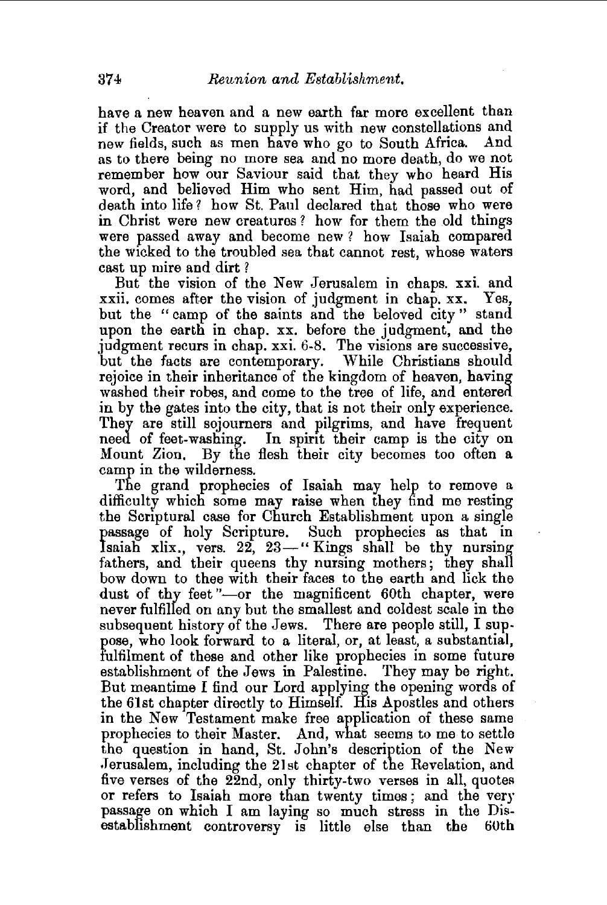have a new heaven and a new earth far more excellent than if the Creator were to supply us with new constellations and new fields, such as men have who go to South Africa. And as to there being no more sea and no more death, do we not remember how our Saviour said that they who heard His word, and believed Him who sent Him, had passed out of death into life? how St. Paul declared that those who were in Christ were new creatures? how for them the old things were passed away and become new? how Isaiah compared the wicked to the troubled sea that cannot rest, whose waters cast up mire and dirt?

But the vision of the New Jerusalem in chaps. xxi. and xxii. comes after the vision of judgment in chap. xx. Yes, but the "camp of the saints and the beloved city" stand upon the earth in chap. xx. before the judgment, and the judgment recurs in chap. xxi. 6-8. The visions are successive, but the facts are contemporary. While Christians should rejoice in their inheritance of the kingdom of heaven, having washed their robes, and come to the tree of life, and entered in by the gates into the city, that is not their only experience. They are still sojourners and pilgrims, and have frequent need of feet-washing. In spirit their camp is the city on Mount Zion. By the flesh their city becomes too often a camp in the wilderness.

The grand prophecies of Isaiah may help to remove a difficulty which some may raise when they find me resting the Scriptural case for Church Establishment upon a single passage of holy Scripture. Such prophecies as that in Isaiah xlix., vers. 22, 23—"Kings shall be thy nursing fathers, and their queens thy nursing mothers; they shall bow down to thee with their faces to the earth and lick the dust of thy feet"—or the magnificent 60th chapter, were never fulfilled on any but the smallest and coldest scale in the subsequent history of the Jews. There are people still, I suppose, who look forward to a literal, or, at least, a substantial, fulfilment of these and other like prophecies in some future establishment of the Jews in Palestine. They may be right. But meantime I find our Lord applying the opening words of the 61st chapter directly to Himself. His Apostles and others in the New Testament make free application of these same prophecies to their Master. And, what seems to me to settle the question in hand, St. John's description of the New Jerusalem, including the 21st chapter of the Revelation, and five verses of the 22nd, only thirty-two verses in all, quotes or refers to Isaiah more than twenty times; and the very passage on which I am laying so much stress in the Disestablishment controversy is little else than the 60th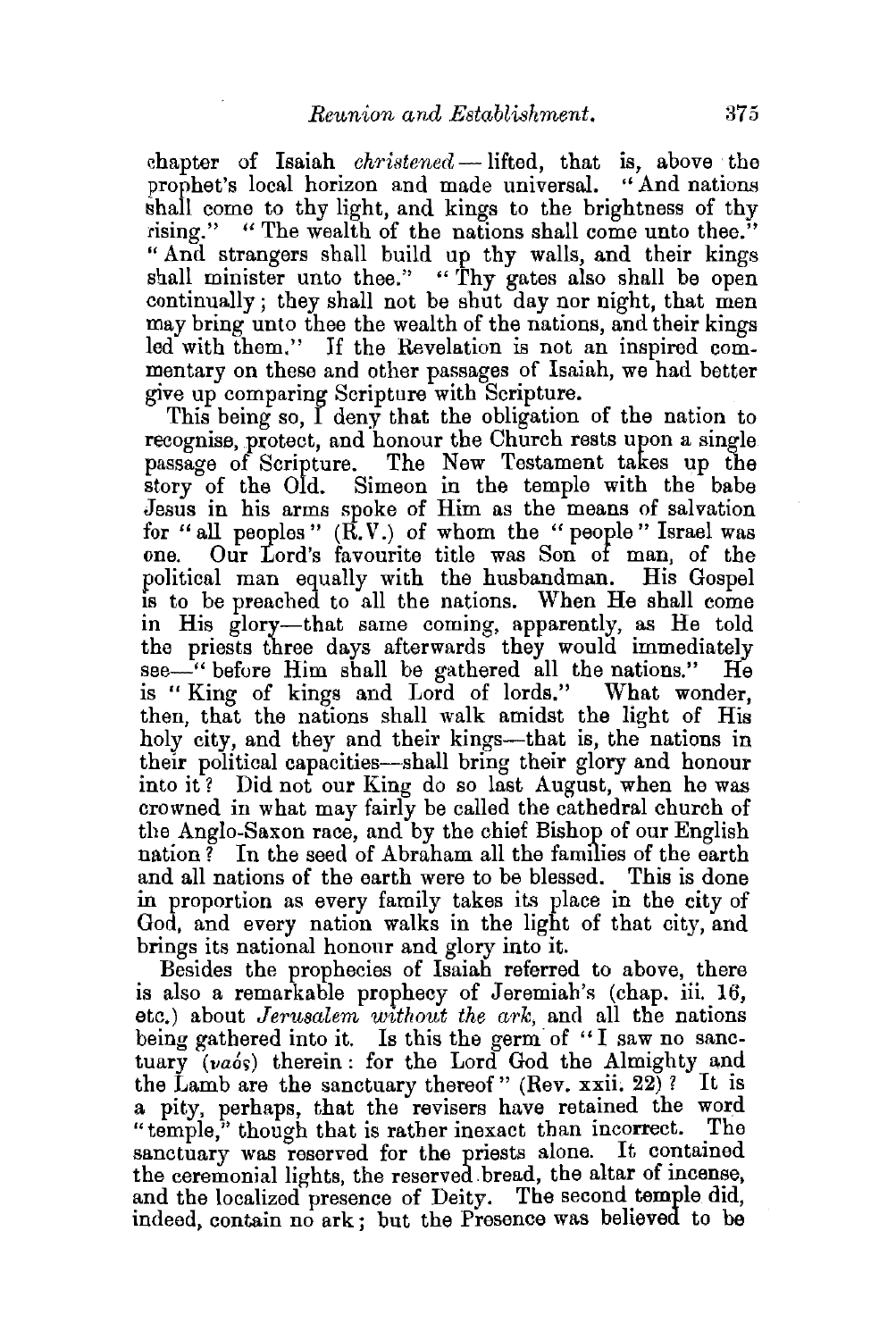chapter of Isaiah *christened*—lifted, that is, above the prophet's local horizon and made universal. "And nations shall come to thy light, and kings to the brightness of thy rising." "The wealth of the nations shall come unto thee." "And strangers shall build up thy walls, and their kings shall minister unto thee." "Thy gates also shall be open continually; they shall not be shut day nor night, that men may bring unto thee the wealth of the nations, and their kings led with them." If the Revelation is not an inspired commentary on these and other passages of Isaiah, we had better give up comparing Scripture with Scripture.

This being so, I deny that the obligation of the nation to recognise, protect, and honour the Church rests upon a single passage of Scripture. The New Testament takes up the story of the Old. Simeon in the temple with the babe Jesus in his arms spoke of Him as the means of salvation for "all peoples" (R.V.) of whom the "people" Israel was one. Our Lord's favourite title was Son of man, of the political man equally with the husbandman. His Gospel is to be preached to all the nations. When He shall come in His glory—that same coming, apparently, as He told the priests three days afterwards they would immediately see—"before Him shall be gathered all the nations." He is "King of kings and Lord of lords." What wonder, then, that the nations shall walk amidst the light of His holy city, and they and their kings—that is, the nations in their political capacities—shall bring their glory and honour into it? Did not our King do so last August, when he was crowned in what may fairly be called the cathedral church of the Anglo-Saxon race, and by the chief Bishop of our English nation? In the seed of Abraham all the families of the earth and all nations of the earth were to be blessed. This is done in proportion as every family takes its place in the city of God, and every nation walks in the light of that city, and brings its national honour and glory into it.

Besides the prophecies of Isaiah referred to above, there is also a remarkable prophecy of Jeremiah's (chap. iii. 16, etc.) about *Jerusalem without the ark*, and all the nations being gathered into it. Is this the germ of "I saw no sanctuary (ναός) therein: for the Lord God the Almighty and the Lamb are the sanctuary thereof" (Rev. xxii. 22)? It is a pity, perhaps, that the revisers have retained the word "temple," though that is rather inexact than incorrect. The sanctuary was reserved for the priests alone. It contained the ceremonial lights, the reserved bread, the altar of incense, and the localized presence of Deity. The second temple did, indeed, contain no ark; but the Presence was believed to be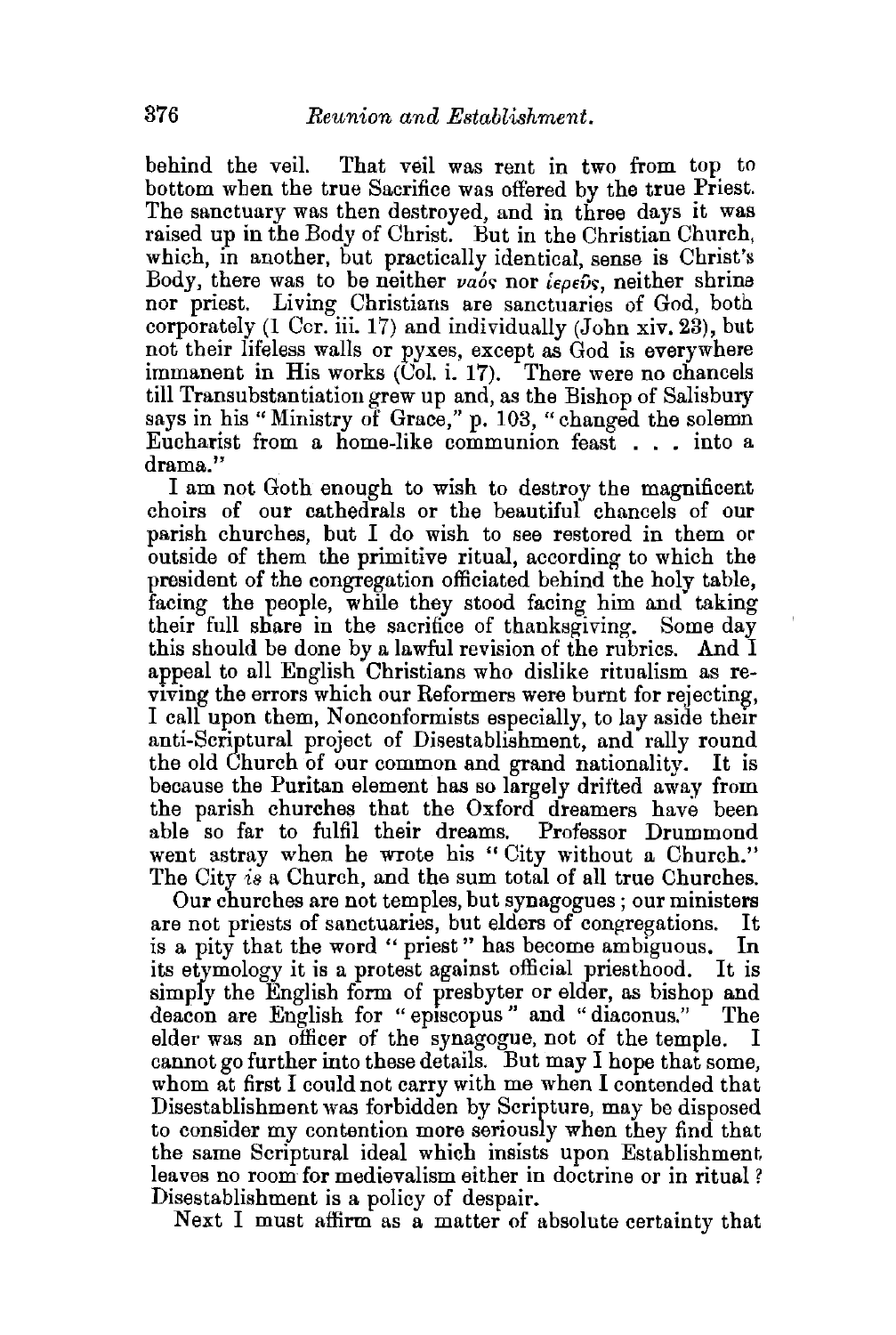behind the veil. That veil was rent in two from top to bottom when the true Sacrifice was offered by the true Priest. The sanctuary was then destroyed, and in three days it was raised up in the Body of Christ. But in the Christian Church, which, in another, but practically identical, sense is Christ's Body, there was to be neither ναός nor ἱερεύς, neither shrine nor priest. Living Christians are sanctuaries of God, both corporately (1 Cor. iii. 17) and individually (John xiv. 23), but not their lifeless walls or pyxes, except as God is everywhere immanent in His works (Col. i. 17). There were no chancels till Transubstantiation grew up and, as the Bishop of Salisbury says in his "Ministry of Grace," p. 103, "changed the solemn Eucharist from a home-like communion feast . . . into a drama."

I am not Goth enough to wish to destroy the magnificent choirs of our cathedrals or the beautiful chancels of our parish churches, but I do wish to see restored in them or outside of them the primitive ritual, according to which the president of the congregation officiated behind the holy table, facing the people, while they stood facing him and taking their full share in the sacrifice of thanksgiving. Some day this should be done by a lawful revision of the rubrics. And I appeal to all English Christians who dislike ritualism as reviving the errors which our Reformers were burnt for rejecting, I call upon them, Nonconformists especially, to lay aside their anti-Scriptural project of Disestablishment, and rally round the old Church of our common and grand nationality. It is because the Puritan element has so largely drifted away from the parish churches that the Oxford dreamers have been able so far to fulfil their dreams. Professor Drummond went astray when he wrote his "City without a Church." The City *is* a Church, and the sum total of all true Churches.

Our churches are not temples, but synagogues; our ministers are not priests of sanctuaries, but elders of congregations. It is a pity that the word "priest" has become ambiguous. In its etymology it is a protest against official priesthood. It is simply the English form of presbyter or elder, as bishop and deacon are English for "episcopus" and "diaconus." The elder was an officer of the synagogue, not of the temple. I cannot go further into these details. But may I hope that some, whom at first I could not carry with me when I contended that Disestablishment was forbidden by Scripture, may be disposed to consider my contention more seriously when they find that the same Scriptural ideal which insists upon Establishment leaves no room for medievalism either in doctrine or in ritual? Disestablishment is a policy of despair.

Next I must affirm as a matter of absolute certainty that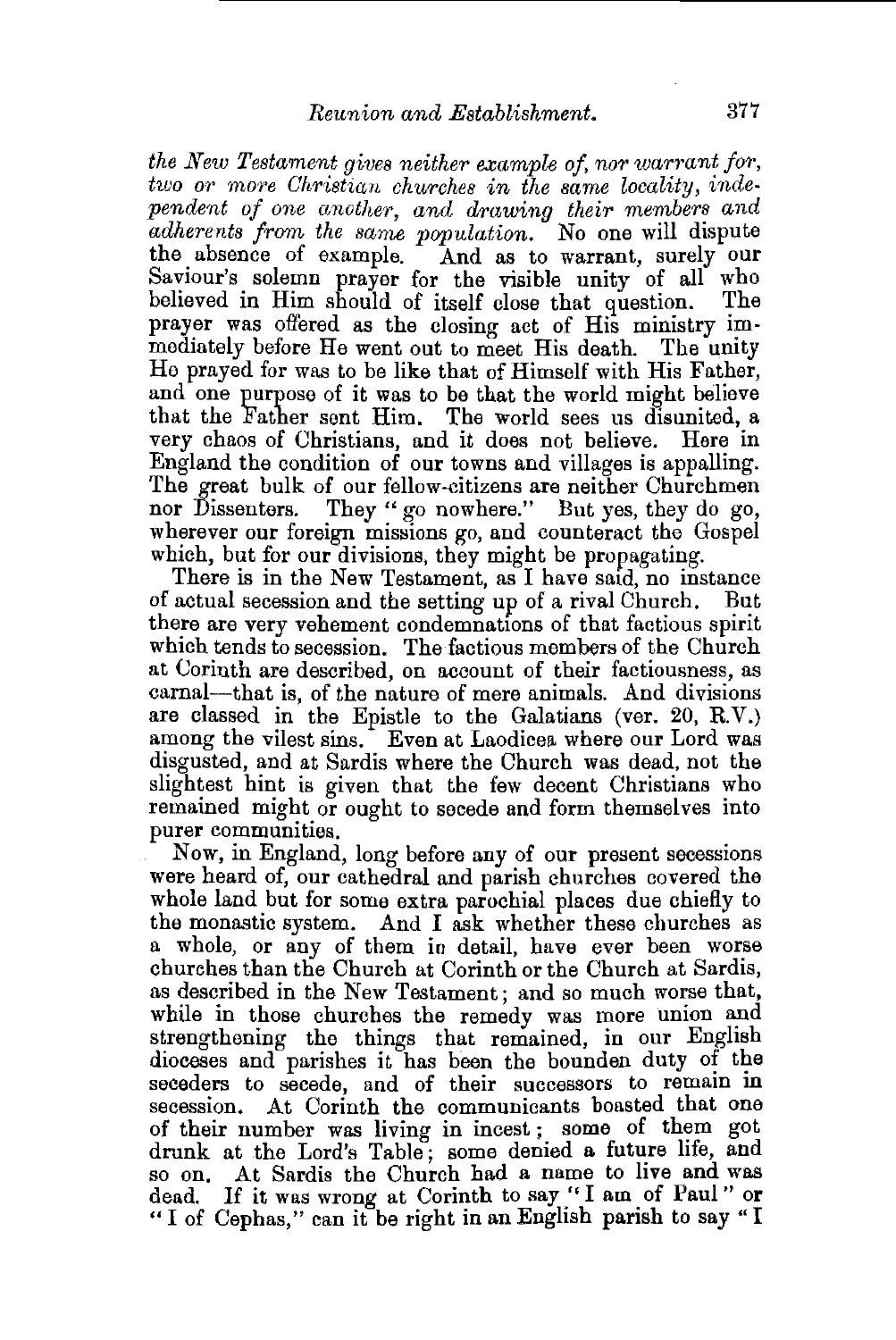*the New Testament gives neither example of, nor warrant for, two or more Christian churches in the same locality, independent of one another, and drawing their members and adherents from the same population.* No one will dispute the absence of example. And as to warrant, surely our Saviour's solemn prayer for the visible unity of all who believed in Him should of itself close that question. The prayer was offered as the closing act of His ministry immediately before He went out to meet His death. The unity He prayed for was to be like that of Himself with His Father, and one purpose of it was to be that the world might believe that the Father sent Him. The world sees us disunited, a very chaos of Christians, and it does not believe. Here in England the condition of our towns and villages is appalling. The great bulk of our fellow-citizens are neither Churchmen nor Dissenters. They "go nowhere." But yes, they do go, wherever our foreign missions go, and counteract the Gospel which, but for our divisions, they might be propagating.

There is in the New Testament, as I have said, no instance of actual secession and the setting up of a rival Church. But there are very vehement condemnations of that factious spirit which tends to secession. The factious members of the Church at Corinth are described, on account of their factiousness, as carnal—that is, of the nature of mere animals. And divisions are classed in the Epistle to the Galatians (ver. 20, R.V.) among the vilest sins. Even at Laodicea where our Lord was disgusted, and at Sardis where the Church was dead, not the slightest hint is given that the few decent Christians who remained might or ought to secede and form themselves into purer communities.

Now, in England, long before any of our present secessions were heard of, our cathedral and parish churches covered the whole land but for some extra parochial places due chiefly to the monastic system. And I ask whether these churches as a whole, or any of them in detail, have ever been worse churches than the Church at Corinth or the Church at Sardis, as described in the New Testament; and so much worse that, while in those churches the remedy was more union and strengthening the things that remained, in our English dioceses and parishes it has been the bounden duty of the seceders to secede, and of their successors to remain in secession. At Corinth the communicants boasted that one of their number was living in incest; some of them got drunk at the Lord's Table; some denied a future life, and so on. At Sardis the Church had a name to live and was dead. If it was wrong at Corinth to say "I am of Paul" or "I of Cephas," can it be right in an English parish to say "I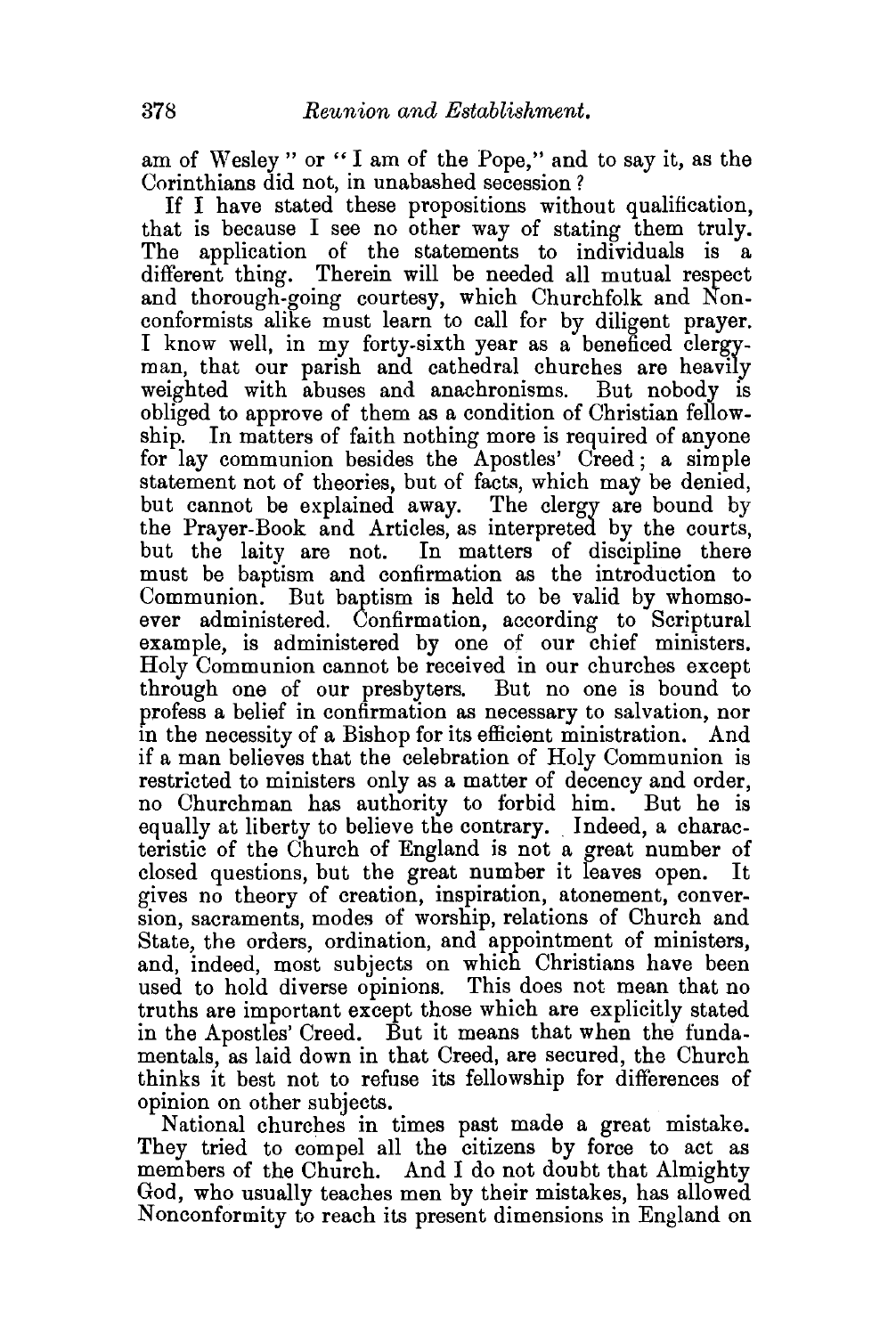am of Wesley" or "I am of the Pope," and to say it, as the Corinthians did not, in unabashed secession?

If I have stated these propositions without qualification, that is because I see no other way of stating them truly. The application of the statements to individuals is a different thing. Therein will be needed all mutual respect and thorough-going courtesy, which Churchfolk and Nonconformists alike must learn to call for by diligent prayer. I know well, in my forty-sixth year as a beneficed clergyman, that our parish and cathedral churches are heavily weighted with abuses and anachronisms. But nobody is obliged to approve of them as a condition of Christian fellowship. In matters of faith nothing more is required of anyone for lay communion besides the Apostles' Creed; a simple statement not of theories, but of facts, which may be denied, but cannot be explained away. The clergy are bound by the Prayer-Book and Articles, as interpreted by the courts, but the laity are not. In matters of discipline there must be baptism and confirmation as the introduction to Communion. But baptism is held to be valid by whomsoever administered. Confirmation, according to Scriptural example, is administered by one of our chief ministers. Holy Communion cannot be received in our churches except through one of our presbyters. But no one is bound to profess a belief in confirmation as necessary to salvation, nor in the necessity of a Bishop for its efficient ministration. And if a man believes that the celebration of Holy Communion is restricted to ministers only as a matter of decency and order, no Churchman has authority to forbid him. But he is equally at liberty to believe the contrary. Indeed, a characteristic of the Church of England is not a great number of closed questions, but the great number it leaves open. It gives no theory of creation, inspiration, atonement, conversion, sacraments, modes of worship, relations of Church and State, the orders, ordination, and appointment of ministers, and, indeed, most subjects on which Christians have been used to hold diverse opinions. This does not mean that no truths are important except those which are explicitly stated in the Apostles' Creed. But it means that when the fundamentals, as laid down in that Creed, are secured, the Church thinks it best not to refuse its fellowship for differences of opinion on other subjects.

National churches in times past made a great mistake. They tried to compel all the citizens by force to act as members of the Church. And I do not doubt that Almighty God, who usually teaches men by their mistakes, has allowed Nonconformity to reach its present dimensions in England on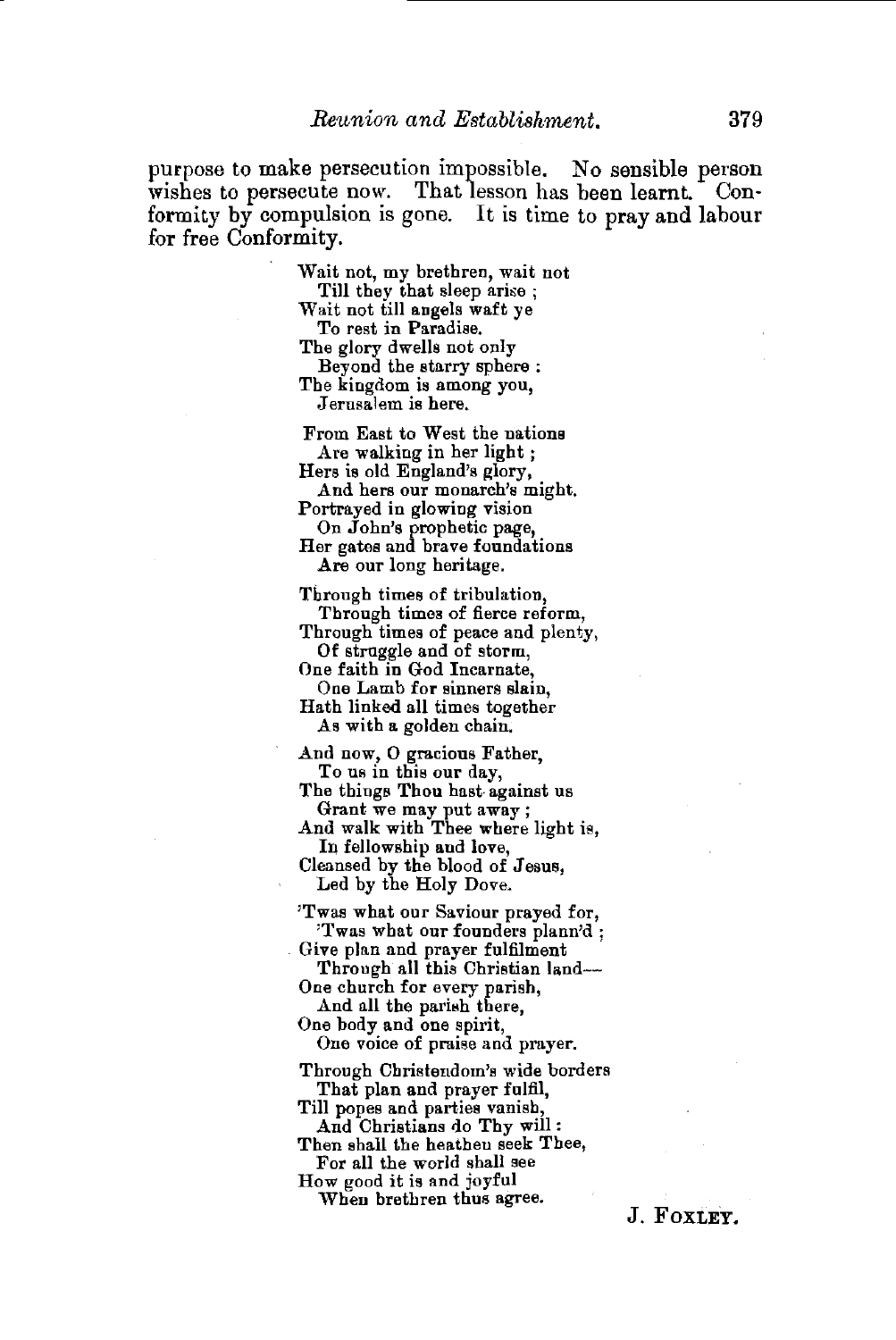purpose to make persecution impossible. No sensible person wishes to persecute now. That lesson has been learnt. Conformity by compulsion is gone. It is time to pray and labour for free Conformity.

> Wait not, my brethren, wait not  
> Till they that sleep arise;  
> Wait not till angels waft ye  
> To rest in Paradise.  
> The glory dwells not only  
> Beyond the starry sphere:  
> The kingdom is among you,  
> Jerusalem is here.
>
> From East to West the nations  
> Are walking in her light;  
> Hers is old England's glory,  
> And hers our monarch's might.  
> Portrayed in glowing vision  
> On John's prophetic page,  
> Her gates and brave foundations  
> Are our long heritage.
>
> Through times of tribulation,  
> Through times of fierce reform,  
> Through times of peace and plenty,  
> Of struggle and of storm,  
> One faith in God Incarnate,  
> One Lamb for sinners slain,  
> Hath linked all times together  
> As with a golden chain.
>
> And now, O gracious Father,  
> To us in this our day,  
> The things Thou hast against us  
> Grant we may put away;  
> And walk with Thee where light is,  
> In fellowship and love,  
> Cleansed by the blood of Jesus,  
> Led by the Holy Dove.
>
> 'Twas what our Saviour prayed for,  
> 'Twas what our founders plann'd;  
> Give plan and prayer fulfilment  
> Through all this Christian land—  
> One church for every parish,  
> And all the parish there,  
> One body and one spirit,  
> One voice of praise and prayer.
>
> Through Christendom's wide borders  
> That plan and prayer fulfil,  
> Till popes and parties vanish,  
> And Christians do Thy will:  
> Then shall the heathen seek Thee,  
> For all the world shall see  
> How good it is and joyful  
> When brethren thus agree.

J. FOXLEY.